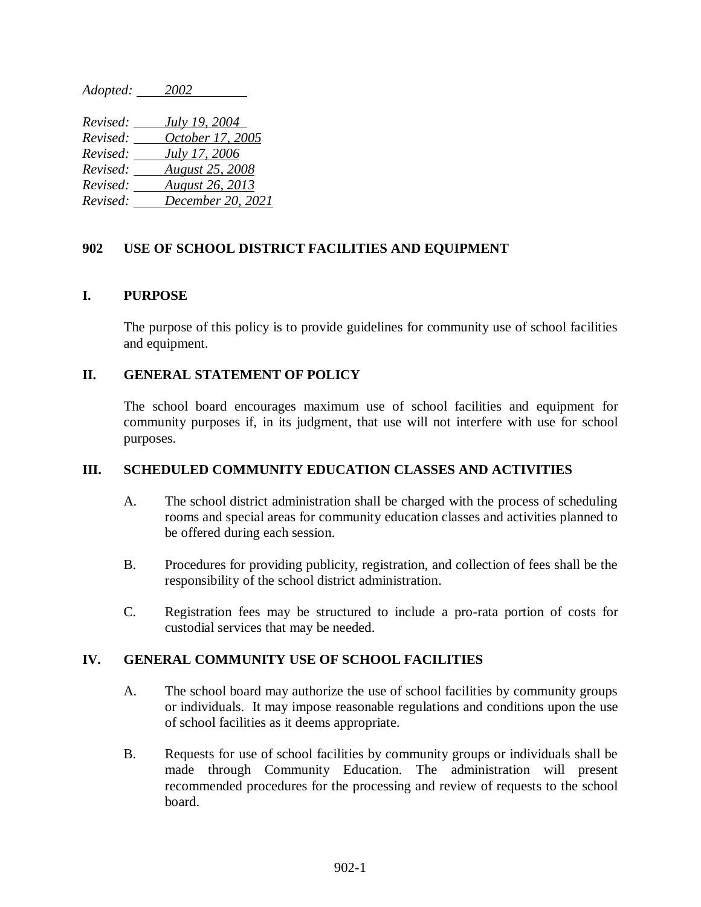*Adopted: 2002*

*Revised: July 19, 2004*
*Revised: October 17, 2005*
*Revised: July 17, 2006*
*Revised: August 25, 2008*
*Revised: August 26, 2013*
*Revised: December 20, 2021*

# 902 USE OF SCHOOL DISTRICT FACILITIES AND EQUIPMENT

## I. PURPOSE

The purpose of this policy is to provide guidelines for community use of school facilities and equipment.

## II. GENERAL STATEMENT OF POLICY

The school board encourages maximum use of school facilities and equipment for community purposes if, in its judgment, that use will not interfere with use for school purposes.

## III. SCHEDULED COMMUNITY EDUCATION CLASSES AND ACTIVITIES

A. The school district administration shall be charged with the process of scheduling rooms and special areas for community education classes and activities planned to be offered during each session.

B. Procedures for providing publicity, registration, and collection of fees shall be the responsibility of the school district administration.

C. Registration fees may be structured to include a pro-rata portion of costs for custodial services that may be needed.

## IV. GENERAL COMMUNITY USE OF SCHOOL FACILITIES

A. The school board may authorize the use of school facilities by community groups or individuals. It may impose reasonable regulations and conditions upon the use of school facilities as it deems appropriate.

B. Requests for use of school facilities by community groups or individuals shall be made through Community Education. The administration will present recommended procedures for the processing and review of requests to the school board.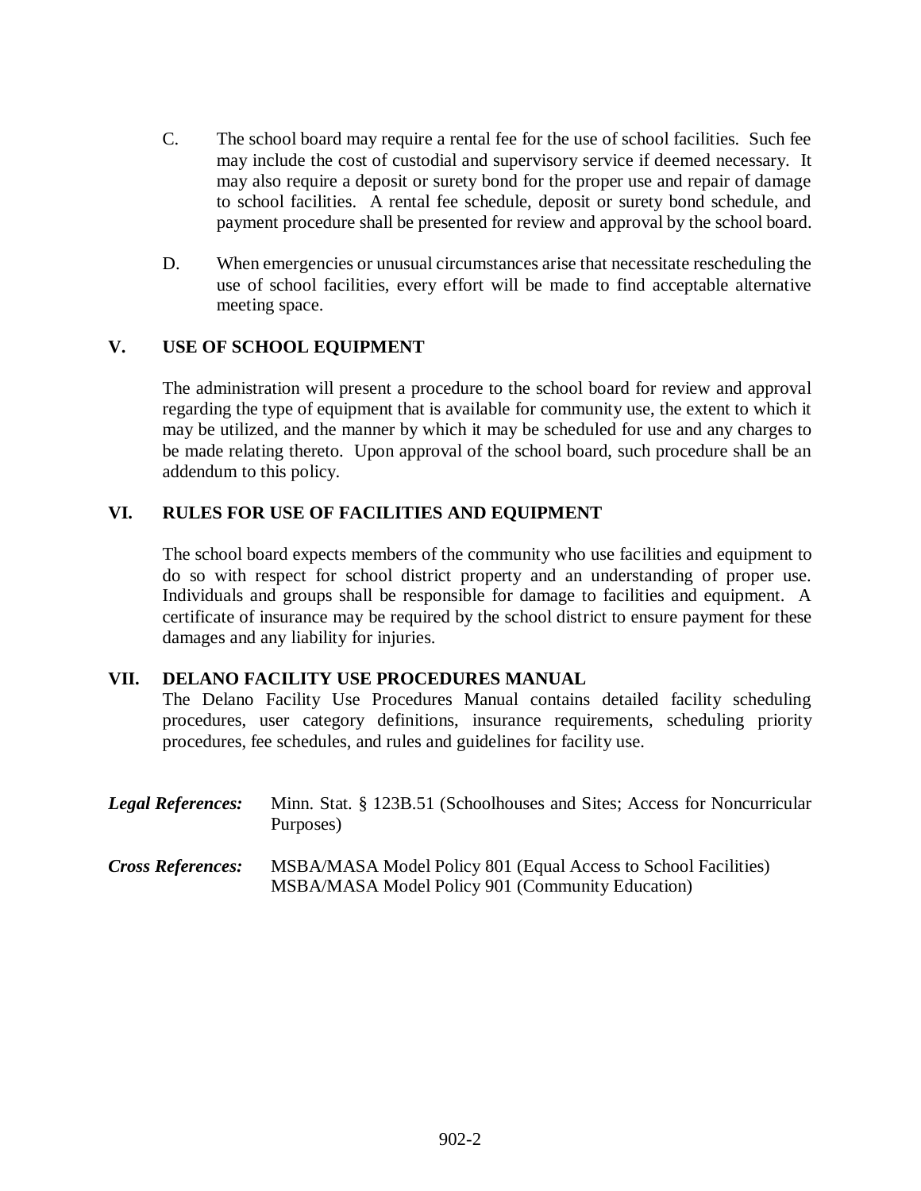C. The school board may require a rental fee for the use of school facilities. Such fee may include the cost of custodial and supervisory service if deemed necessary. It may also require a deposit or surety bond for the proper use and repair of damage to school facilities. A rental fee schedule, deposit or surety bond schedule, and payment procedure shall be presented for review and approval by the school board.

D. When emergencies or unusual circumstances arise that necessitate rescheduling the use of school facilities, every effort will be made to find acceptable alternative meeting space.

## V. USE OF SCHOOL EQUIPMENT

The administration will present a procedure to the school board for review and approval regarding the type of equipment that is available for community use, the extent to which it may be utilized, and the manner by which it may be scheduled for use and any charges to be made relating thereto. Upon approval of the school board, such procedure shall be an addendum to this policy.

## VI. RULES FOR USE OF FACILITIES AND EQUIPMENT

The school board expects members of the community who use facilities and equipment to do so with respect for school district property and an understanding of proper use. Individuals and groups shall be responsible for damage to facilities and equipment. A certificate of insurance may be required by the school district to ensure payment for these damages and any liability for injuries.

## VII. DELANO FACILITY USE PROCEDURES MANUAL

The Delano Facility Use Procedures Manual contains detailed facility scheduling procedures, user category definitions, insurance requirements, scheduling priority procedures, fee schedules, and rules and guidelines for facility use.

***Legal References:*** Minn. Stat. § 123B.51 (Schoolhouses and Sites; Access for Noncurricular Purposes)

***Cross References:*** MSBA/MASA Model Policy 801 (Equal Access to School Facilities)
MSBA/MASA Model Policy 901 (Community Education)